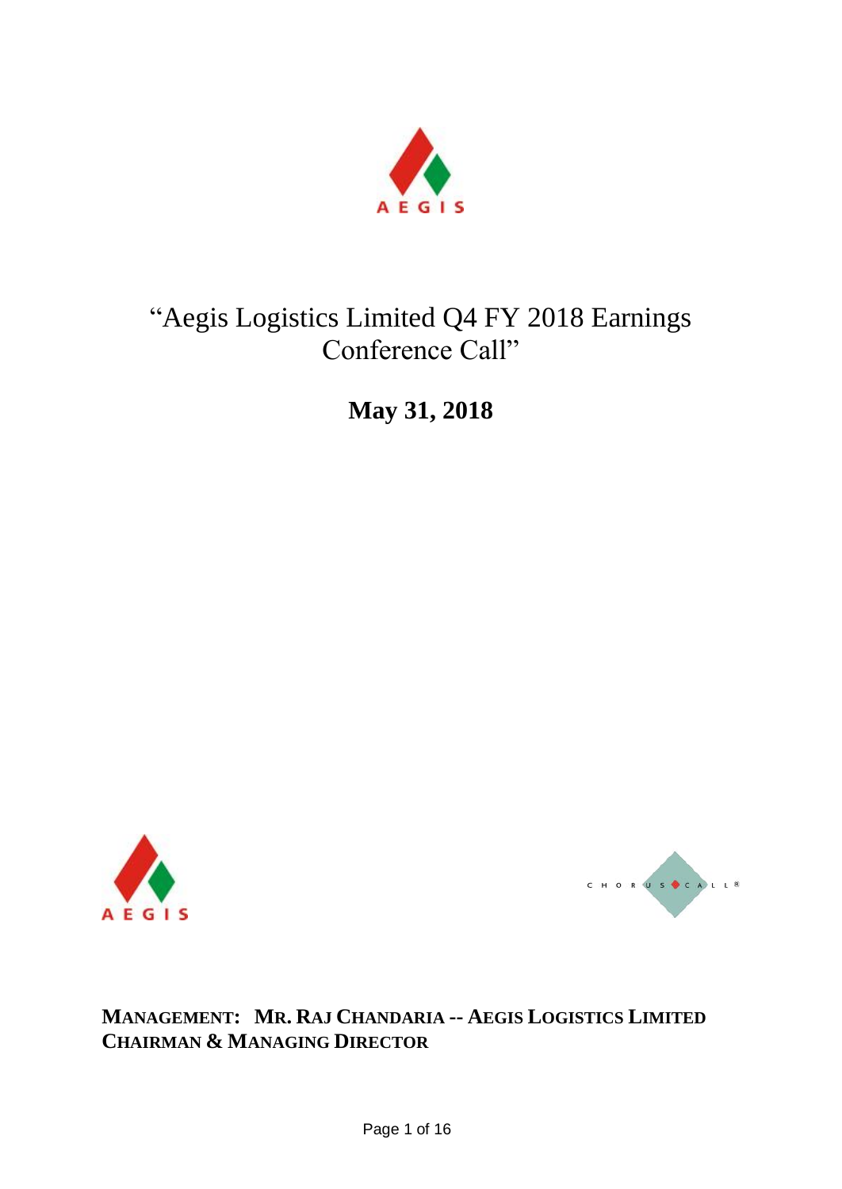# "Aegis Logistics Limited Q4 FY 2018 Earnings Conference Call"

**May 31, 2018**

**MANAGEMENT: MR. RAJ CHANDARIA -- AEGIS LOGISTICS LIMITED CHAIRMAN & MANAGING DIRECTOR**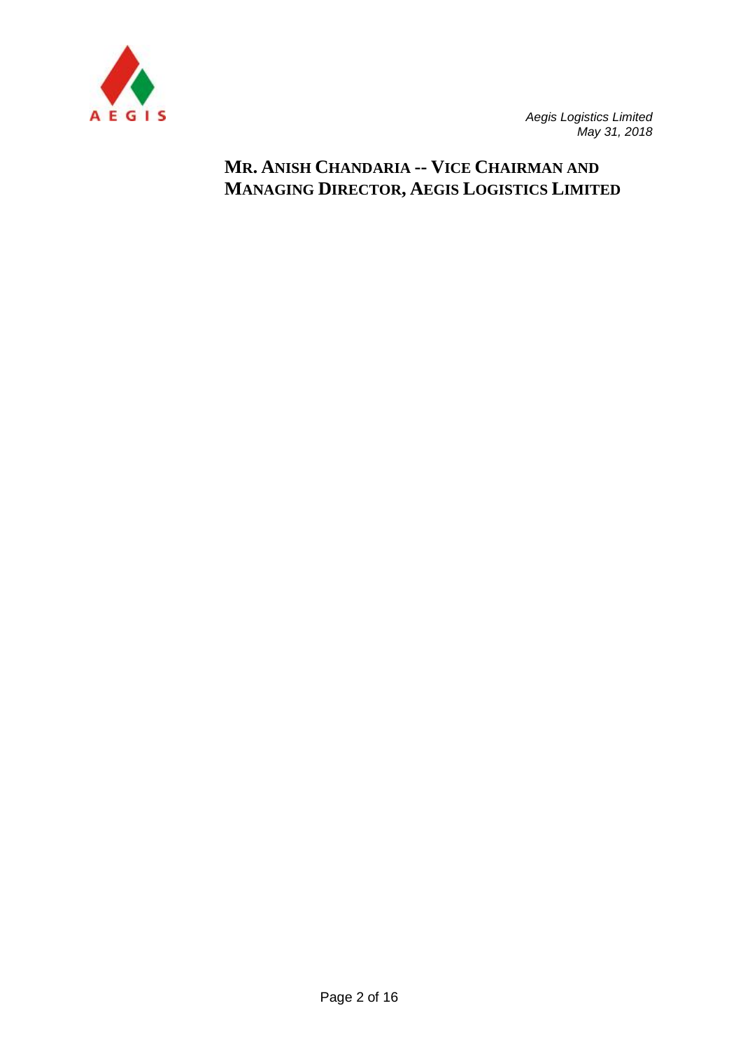## MR. ANISH CHANDARIA -- VICE CHAIRMAN AND MANAGING DIRECTOR, AEGIS LOGISTICS LIMITED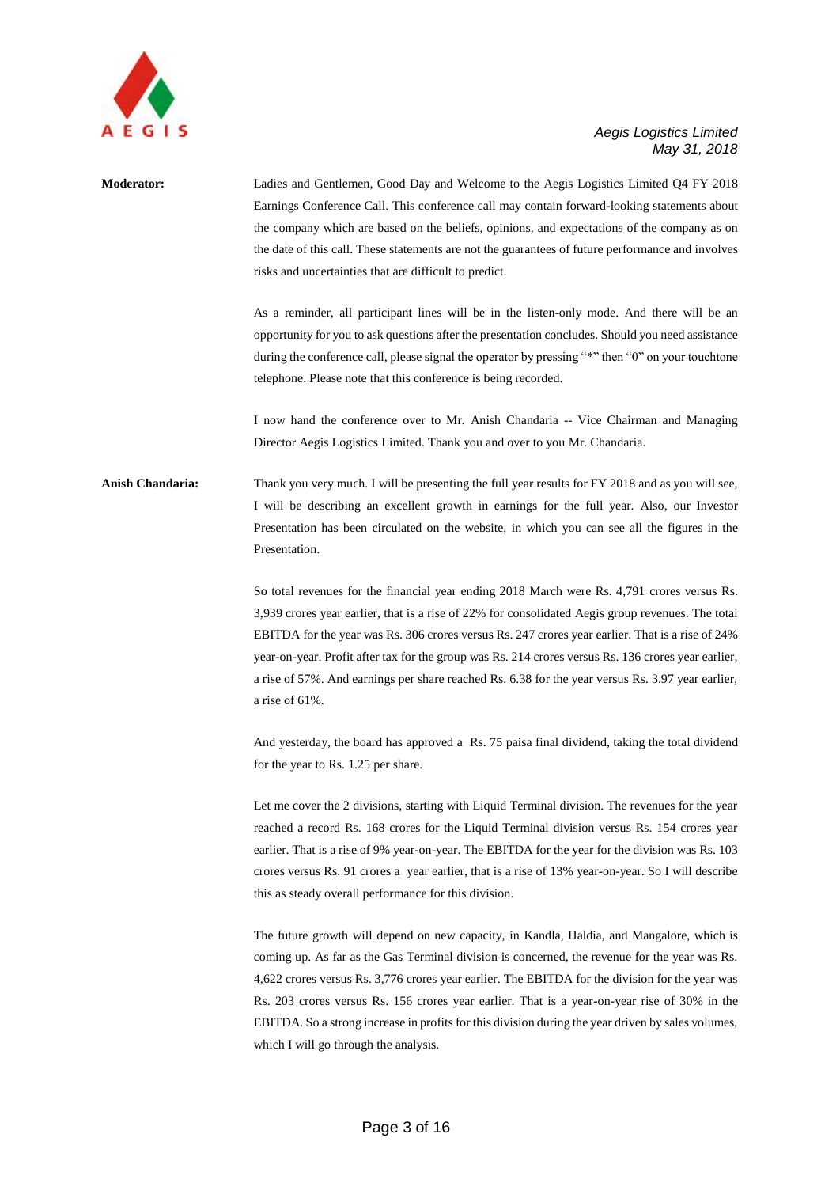**Moderator:** Ladies and Gentlemen, Good Day and Welcome to the Aegis Logistics Limited Q4 FY 2018 Earnings Conference Call. This conference call may contain forward-looking statements about the company which are based on the beliefs, opinions, and expectations of the company as on the date of this call. These statements are not the guarantees of future performance and involves risks and uncertainties that are difficult to predict.

As a reminder, all participant lines will be in the listen-only mode. And there will be an opportunity for you to ask questions after the presentation concludes. Should you need assistance during the conference call, please signal the operator by pressing "*" then "0" on your touchtone telephone. Please note that this conference is being recorded.

I now hand the conference over to Mr. Anish Chandaria -- Vice Chairman and Managing Director Aegis Logistics Limited. Thank you and over to you Mr. Chandaria.

**Anish Chandaria:** Thank you very much. I will be presenting the full year results for FY 2018 and as you will see, I will be describing an excellent growth in earnings for the full year. Also, our Investor Presentation has been circulated on the website, in which you can see all the figures in the Presentation.

So total revenues for the financial year ending 2018 March were Rs. 4,791 crores versus Rs. 3,939 crores year earlier, that is a rise of 22% for consolidated Aegis group revenues. The total EBITDA for the year was Rs. 306 crores versus Rs. 247 crores year earlier. That is a rise of 24% year-on-year. Profit after tax for the group was Rs. 214 crores versus Rs. 136 crores year earlier, a rise of 57%. And earnings per share reached Rs. 6.38 for the year versus Rs. 3.97 year earlier, a rise of 61%.

And yesterday, the board has approved a Rs. 75 paisa final dividend, taking the total dividend for the year to Rs. 1.25 per share.

Let me cover the 2 divisions, starting with Liquid Terminal division. The revenues for the year reached a record Rs. 168 crores for the Liquid Terminal division versus Rs. 154 crores year earlier. That is a rise of 9% year-on-year. The EBITDA for the year for the division was Rs. 103 crores versus Rs. 91 crores a year earlier, that is a rise of 13% year-on-year. So I will describe this as steady overall performance for this division.

The future growth will depend on new capacity, in Kandla, Haldia, and Mangalore, which is coming up. As far as the Gas Terminal division is concerned, the revenue for the year was Rs. 4,622 crores versus Rs. 3,776 crores year earlier. The EBITDA for the division for the year was Rs. 203 crores versus Rs. 156 crores year earlier. That is a year-on-year rise of 30% in the EBITDA. So a strong increase in profits for this division during the year driven by sales volumes, which I will go through the analysis.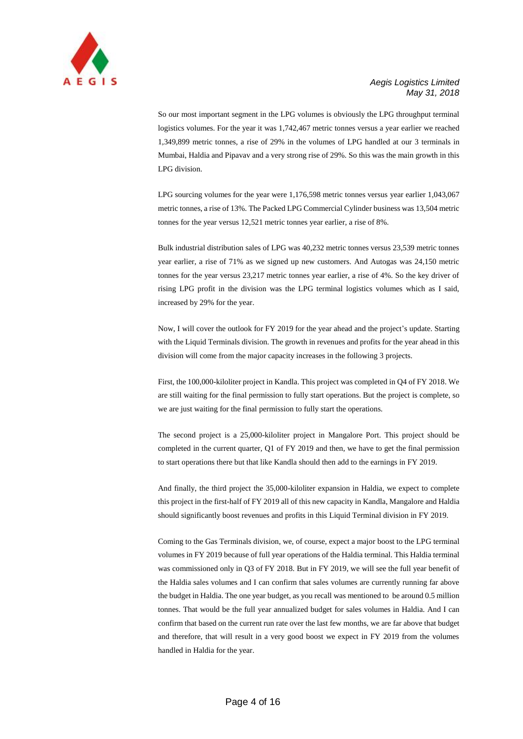So our most important segment in the LPG volumes is obviously the LPG throughput terminal logistics volumes. For the year it was 1,742,467 metric tonnes versus a year earlier we reached 1,349,899 metric tonnes, a rise of 29% in the volumes of LPG handled at our 3 terminals in Mumbai, Haldia and Pipavav and a very strong rise of 29%. So this was the main growth in this LPG division.

LPG sourcing volumes for the year were 1,176,598 metric tonnes versus year earlier 1,043,067 metric tonnes, a rise of 13%. The Packed LPG Commercial Cylinder business was 13,504 metric tonnes for the year versus 12,521 metric tonnes year earlier, a rise of 8%.

Bulk industrial distribution sales of LPG was 40,232 metric tonnes versus 23,539 metric tonnes year earlier, a rise of 71% as we signed up new customers. And Autogas was 24,150 metric tonnes for the year versus 23,217 metric tonnes year earlier, a rise of 4%. So the key driver of rising LPG profit in the division was the LPG terminal logistics volumes which as I said, increased by 29% for the year.

Now, I will cover the outlook for FY 2019 for the year ahead and the project's update. Starting with the Liquid Terminals division. The growth in revenues and profits for the year ahead in this division will come from the major capacity increases in the following 3 projects.

First, the 100,000-kiloliter project in Kandla. This project was completed in Q4 of FY 2018. We are still waiting for the final permission to fully start operations. But the project is complete, so we are just waiting for the final permission to fully start the operations.

The second project is a 25,000-kiloliter project in Mangalore Port. This project should be completed in the current quarter, Q1 of FY 2019 and then, we have to get the final permission to start operations there but that like Kandla should then add to the earnings in FY 2019.

And finally, the third project the 35,000-kiloliter expansion in Haldia, we expect to complete this project in the first-half of FY 2019 all of this new capacity in Kandla, Mangalore and Haldia should significantly boost revenues and profits in this Liquid Terminal division in FY 2019.

Coming to the Gas Terminals division, we, of course, expect a major boost to the LPG terminal volumes in FY 2019 because of full year operations of the Haldia terminal. This Haldia terminal was commissioned only in Q3 of FY 2018. But in FY 2019, we will see the full year benefit of the Haldia sales volumes and I can confirm that sales volumes are currently running far above the budget in Haldia. The one year budget, as you recall was mentioned to be around 0.5 million tonnes. That would be the full year annualized budget for sales volumes in Haldia. And I can confirm that based on the current run rate over the last few months, we are far above that budget and therefore, that will result in a very good boost we expect in FY 2019 from the volumes handled in Haldia for the year.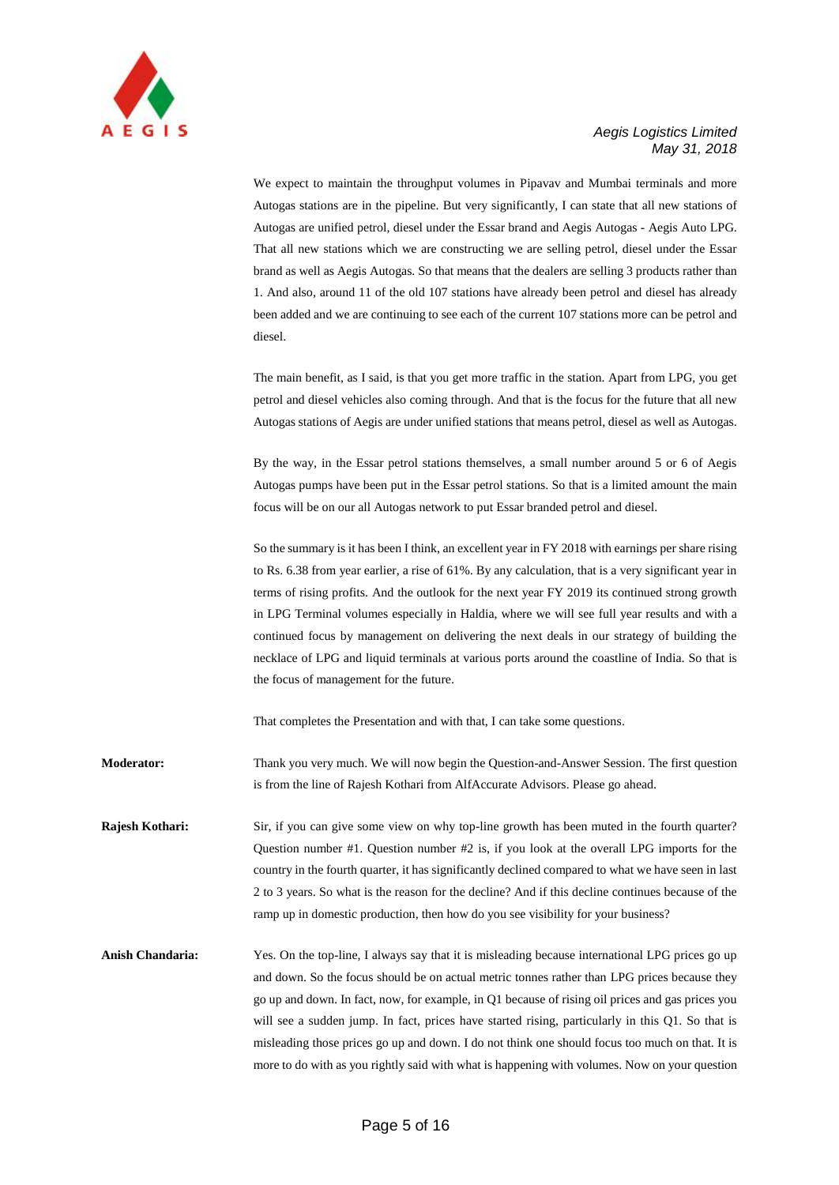We expect to maintain the throughput volumes in Pipavav and Mumbai terminals and more Autogas stations are in the pipeline. But very significantly, I can state that all new stations of Autogas are unified petrol, diesel under the Essar brand and Aegis Autogas - Aegis Auto LPG. That all new stations which we are constructing we are selling petrol, diesel under the Essar brand as well as Aegis Autogas. So that means that the dealers are selling 3 products rather than 1. And also, around 11 of the old 107 stations have already been petrol and diesel has already been added and we are continuing to see each of the current 107 stations more can be petrol and diesel.

The main benefit, as I said, is that you get more traffic in the station. Apart from LPG, you get petrol and diesel vehicles also coming through. And that is the focus for the future that all new Autogas stations of Aegis are under unified stations that means petrol, diesel as well as Autogas.

By the way, in the Essar petrol stations themselves, a small number around 5 or 6 of Aegis Autogas pumps have been put in the Essar petrol stations. So that is a limited amount the main focus will be on our all Autogas network to put Essar branded petrol and diesel.

So the summary is it has been I think, an excellent year in FY 2018 with earnings per share rising to Rs. 6.38 from year earlier, a rise of 61%. By any calculation, that is a very significant year in terms of rising profits. And the outlook for the next year FY 2019 its continued strong growth in LPG Terminal volumes especially in Haldia, where we will see full year results and with a continued focus by management on delivering the next deals in our strategy of building the necklace of LPG and liquid terminals at various ports around the coastline of India. So that is the focus of management for the future.

That completes the Presentation and with that, I can take some questions.

**Moderator:** Thank you very much. We will now begin the Question-and-Answer Session. The first question is from the line of Rajesh Kothari from AlfAccurate Advisors. Please go ahead.

**Rajesh Kothari:** Sir, if you can give some view on why top-line growth has been muted in the fourth quarter? Question number #1. Question number #2 is, if you look at the overall LPG imports for the country in the fourth quarter, it has significantly declined compared to what we have seen in last 2 to 3 years. So what is the reason for the decline? And if this decline continues because of the ramp up in domestic production, then how do you see visibility for your business?

**Anish Chandaria:** Yes. On the top-line, I always say that it is misleading because international LPG prices go up and down. So the focus should be on actual metric tonnes rather than LPG prices because they go up and down. In fact, now, for example, in Q1 because of rising oil prices and gas prices you will see a sudden jump. In fact, prices have started rising, particularly in this Q1. So that is misleading those prices go up and down. I do not think one should focus too much on that. It is more to do with as you rightly said with what is happening with volumes. Now on your question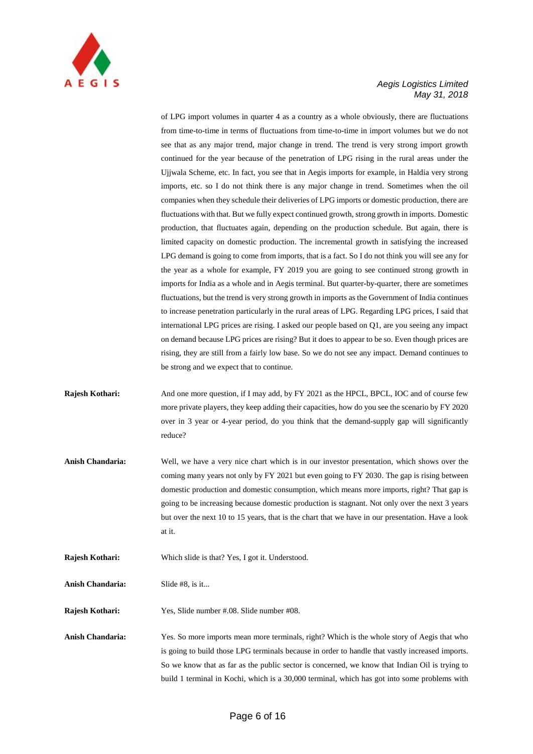of LPG import volumes in quarter 4 as a country as a whole obviously, there are fluctuations from time-to-time in terms of fluctuations from time-to-time in import volumes but we do not see that as any major trend, major change in trend. The trend is very strong import growth continued for the year because of the penetration of LPG rising in the rural areas under the Ujjwala Scheme, etc. In fact, you see that in Aegis imports for example, in Haldia very strong imports, etc. so I do not think there is any major change in trend. Sometimes when the oil companies when they schedule their deliveries of LPG imports or domestic production, there are fluctuations with that. But we fully expect continued growth, strong growth in imports. Domestic production, that fluctuates again, depending on the production schedule. But again, there is limited capacity on domestic production. The incremental growth in satisfying the increased LPG demand is going to come from imports, that is a fact. So I do not think you will see any for the year as a whole for example, FY 2019 you are going to see continued strong growth in imports for India as a whole and in Aegis terminal. But quarter-by-quarter, there are sometimes fluctuations, but the trend is very strong growth in imports as the Government of India continues to increase penetration particularly in the rural areas of LPG. Regarding LPG prices, I said that international LPG prices are rising. I asked our people based on Q1, are you seeing any impact on demand because LPG prices are rising? But it does to appear to be so. Even though prices are rising, they are still from a fairly low base. So we do not see any impact. Demand continues to be strong and we expect that to continue.

**Rajesh Kothari:** And one more question, if I may add, by FY 2021 as the HPCL, BPCL, IOC and of course few more private players, they keep adding their capacities, how do you see the scenario by FY 2020 over in 3 year or 4-year period, do you think that the demand-supply gap will significantly reduce?

**Anish Chandaria:** Well, we have a very nice chart which is in our investor presentation, which shows over the coming many years not only by FY 2021 but even going to FY 2030. The gap is rising between domestic production and domestic consumption, which means more imports, right? That gap is going to be increasing because domestic production is stagnant. Not only over the next 3 years but over the next 10 to 15 years, that is the chart that we have in our presentation. Have a look at it.

**Rajesh Kothari:** Which slide is that? Yes, I got it. Understood.

**Anish Chandaria:** Slide #8, is it...

**Rajesh Kothari:** Yes, Slide number #.08. Slide number #08.

**Anish Chandaria:** Yes. So more imports mean more terminals, right? Which is the whole story of Aegis that who is going to build those LPG terminals because in order to handle that vastly increased imports. So we know that as far as the public sector is concerned, we know that Indian Oil is trying to build 1 terminal in Kochi, which is a 30,000 terminal, which has got into some problems with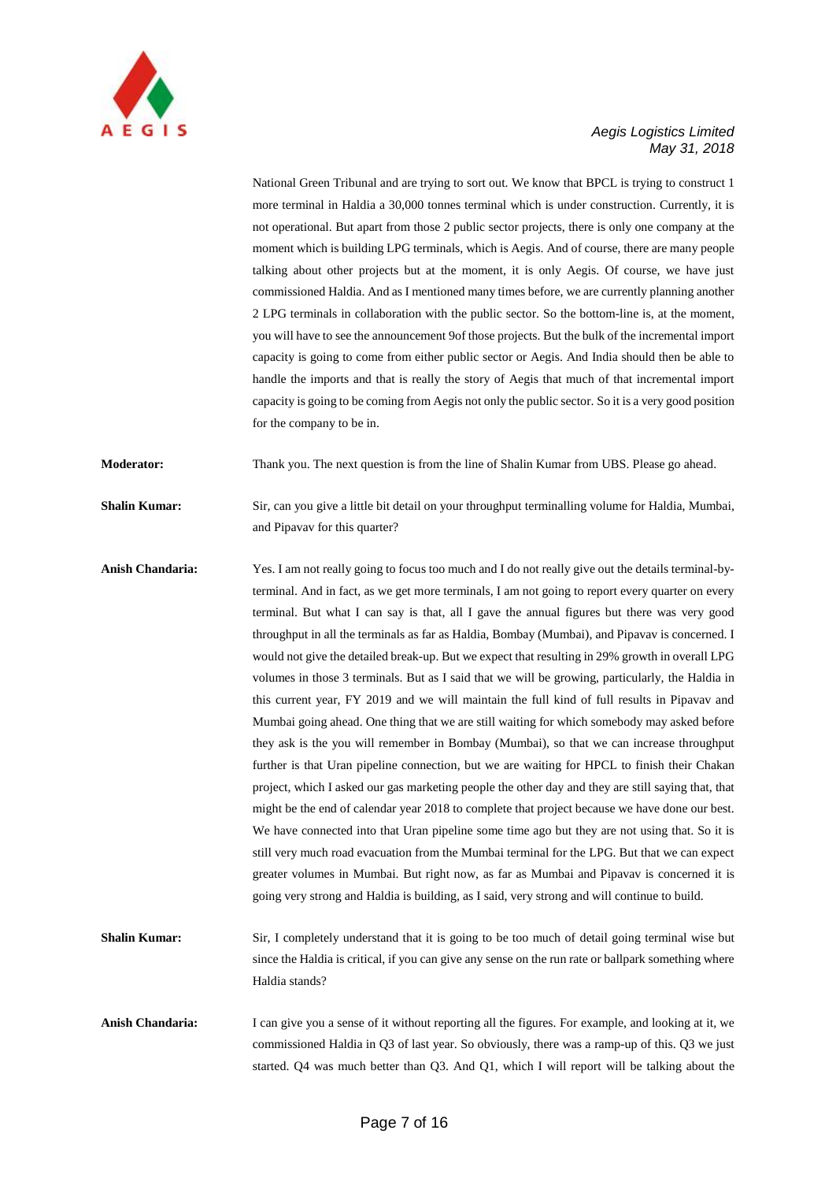National Green Tribunal and are trying to sort out. We know that BPCL is trying to construct 1 more terminal in Haldia a 30,000 tonnes terminal which is under construction. Currently, it is not operational. But apart from those 2 public sector projects, there is only one company at the moment which is building LPG terminals, which is Aegis. And of course, there are many people talking about other projects but at the moment, it is only Aegis. Of course, we have just commissioned Haldia. And as I mentioned many times before, we are currently planning another 2 LPG terminals in collaboration with the public sector. So the bottom-line is, at the moment, you will have to see the announcement 9of those projects. But the bulk of the incremental import capacity is going to come from either public sector or Aegis. And India should then be able to handle the imports and that is really the story of Aegis that much of that incremental import capacity is going to be coming from Aegis not only the public sector. So it is a very good position for the company to be in.

**Moderator:** Thank you. The next question is from the line of Shalin Kumar from UBS. Please go ahead.

**Shalin Kumar:** Sir, can you give a little bit detail on your throughput terminalling volume for Haldia, Mumbai, and Pipavav for this quarter?

**Anish Chandaria:** Yes. I am not really going to focus too much and I do not really give out the details terminal-by-terminal. And in fact, as we get more terminals, I am not going to report every quarter on every terminal. But what I can say is that, all I gave the annual figures but there was very good throughput in all the terminals as far as Haldia, Bombay (Mumbai), and Pipavav is concerned. I would not give the detailed break-up. But we expect that resulting in 29% growth in overall LPG volumes in those 3 terminals. But as I said that we will be growing, particularly, the Haldia in this current year, FY 2019 and we will maintain the full kind of full results in Pipavav and Mumbai going ahead. One thing that we are still waiting for which somebody may asked before they ask is the you will remember in Bombay (Mumbai), so that we can increase throughput further is that Uran pipeline connection, but we are waiting for HPCL to finish their Chakan project, which I asked our gas marketing people the other day and they are still saying that, that might be the end of calendar year 2018 to complete that project because we have done our best. We have connected into that Uran pipeline some time ago but they are not using that. So it is still very much road evacuation from the Mumbai terminal for the LPG. But that we can expect greater volumes in Mumbai. But right now, as far as Mumbai and Pipavav is concerned it is going very strong and Haldia is building, as I said, very strong and will continue to build.

**Shalin Kumar:** Sir, I completely understand that it is going to be too much of detail going terminal wise but since the Haldia is critical, if you can give any sense on the run rate or ballpark something where Haldia stands?

**Anish Chandaria:** I can give you a sense of it without reporting all the figures. For example, and looking at it, we commissioned Haldia in Q3 of last year. So obviously, there was a ramp-up of this. Q3 we just started. Q4 was much better than Q3. And Q1, which I will report will be talking about the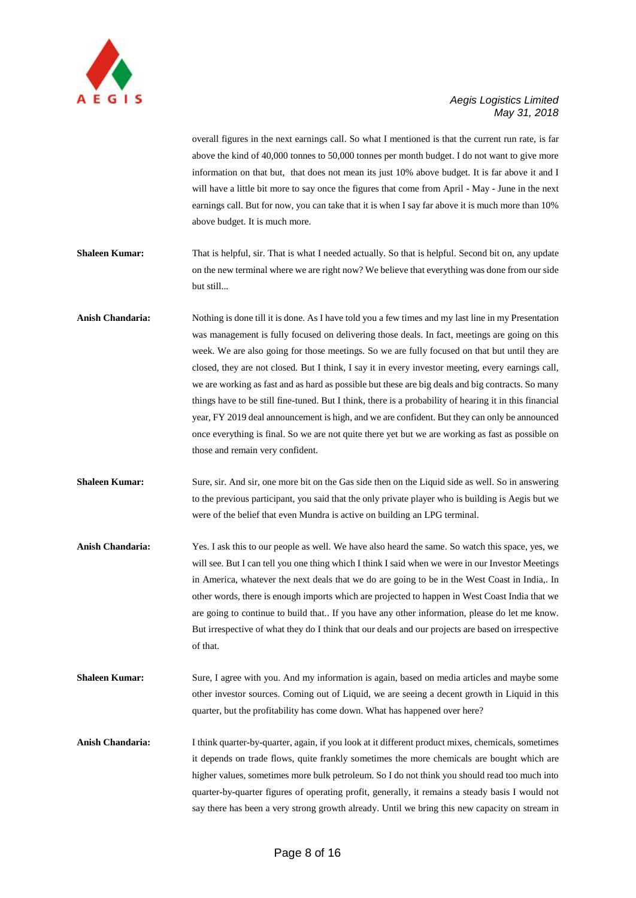overall figures in the next earnings call. So what I mentioned is that the current run rate, is far above the kind of 40,000 tonnes to 50,000 tonnes per month budget. I do not want to give more information on that but, that does not mean its just 10% above budget. It is far above it and I will have a little bit more to say once the figures that come from April - May - June in the next earnings call. But for now, you can take that it is when I say far above it is much more than 10% above budget. It is much more.

**Shaleen Kumar:** That is helpful, sir. That is what I needed actually. So that is helpful. Second bit on, any update on the new terminal where we are right now? We believe that everything was done from our side but still...

**Anish Chandaria:** Nothing is done till it is done. As I have told you a few times and my last line in my Presentation was management is fully focused on delivering those deals. In fact, meetings are going on this week. We are also going for those meetings. So we are fully focused on that but until they are closed, they are not closed. But I think, I say it in every investor meeting, every earnings call, we are working as fast and as hard as possible but these are big deals and big contracts. So many things have to be still fine-tuned. But I think, there is a probability of hearing it in this financial year, FY 2019 deal announcement is high, and we are confident. But they can only be announced once everything is final. So we are not quite there yet but we are working as fast as possible on those and remain very confident.

**Shaleen Kumar:** Sure, sir. And sir, one more bit on the Gas side then on the Liquid side as well. So in answering to the previous participant, you said that the only private player who is building is Aegis but we were of the belief that even Mundra is active on building an LPG terminal.

**Anish Chandaria:** Yes. I ask this to our people as well. We have also heard the same. So watch this space, yes, we will see. But I can tell you one thing which I think I said when we were in our Investor Meetings in America, whatever the next deals that we do are going to be in the West Coast in India,. In other words, there is enough imports which are projected to happen in West Coast India that we are going to continue to build that.. If you have any other information, please do let me know. But irrespective of what they do I think that our deals and our projects are based on irrespective of that.

**Shaleen Kumar:** Sure, I agree with you. And my information is again, based on media articles and maybe some other investor sources. Coming out of Liquid, we are seeing a decent growth in Liquid in this quarter, but the profitability has come down. What has happened over here?

**Anish Chandaria:** I think quarter-by-quarter, again, if you look at it different product mixes, chemicals, sometimes it depends on trade flows, quite frankly sometimes the more chemicals are bought which are higher values, sometimes more bulk petroleum. So I do not think you should read too much into quarter-by-quarter figures of operating profit, generally, it remains a steady basis I would not say there has been a very strong growth already. Until we bring this new capacity on stream in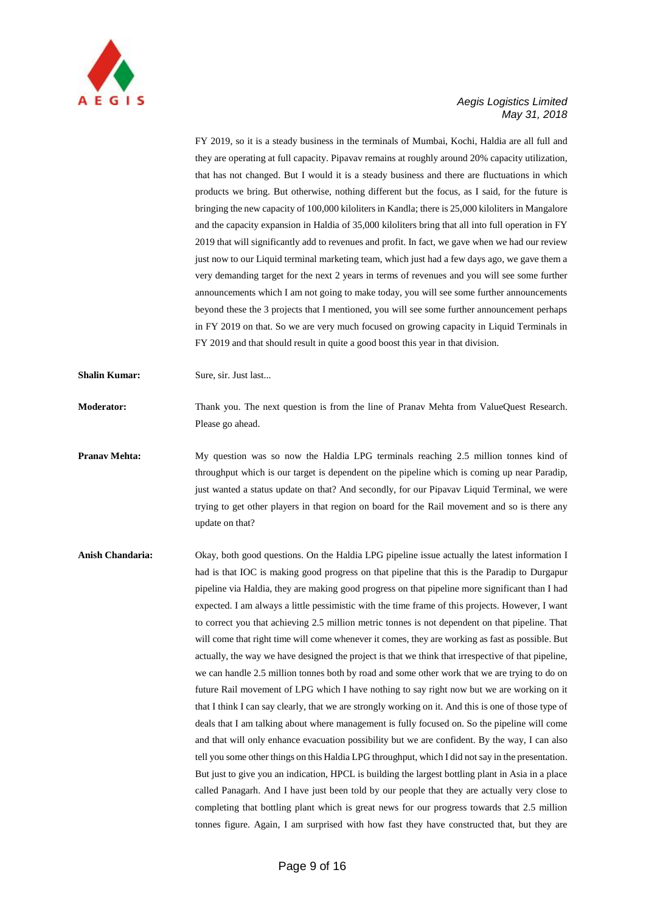FY 2019, so it is a steady business in the terminals of Mumbai, Kochi, Haldia are all full and they are operating at full capacity. Pipavav remains at roughly around 20% capacity utilization, that has not changed. But I would it is a steady business and there are fluctuations in which products we bring. But otherwise, nothing different but the focus, as I said, for the future is bringing the new capacity of 100,000 kiloliters in Kandla; there is 25,000 kiloliters in Mangalore and the capacity expansion in Haldia of 35,000 kiloliters bring that all into full operation in FY 2019 that will significantly add to revenues and profit. In fact, we gave when we had our review just now to our Liquid terminal marketing team, which just had a few days ago, we gave them a very demanding target for the next 2 years in terms of revenues and you will see some further announcements which I am not going to make today, you will see some further announcements beyond these the 3 projects that I mentioned, you will see some further announcement perhaps in FY 2019 on that. So we are very much focused on growing capacity in Liquid Terminals in FY 2019 and that should result in quite a good boost this year in that division.

**Shalin Kumar:** Sure, sir. Just last...

**Moderator:** Thank you. The next question is from the line of Pranav Mehta from ValueQuest Research. Please go ahead.

**Pranav Mehta:** My question was so now the Haldia LPG terminals reaching 2.5 million tonnes kind of throughput which is our target is dependent on the pipeline which is coming up near Paradip, just wanted a status update on that? And secondly, for our Pipavav Liquid Terminal, we were trying to get other players in that region on board for the Rail movement and so is there any update on that?

**Anish Chandaria:** Okay, both good questions. On the Haldia LPG pipeline issue actually the latest information I had is that IOC is making good progress on that pipeline that this is the Paradip to Durgapur pipeline via Haldia, they are making good progress on that pipeline more significant than I had expected. I am always a little pessimistic with the time frame of this projects. However, I want to correct you that achieving 2.5 million metric tonnes is not dependent on that pipeline. That will come that right time will come whenever it comes, they are working as fast as possible. But actually, the way we have designed the project is that we think that irrespective of that pipeline, we can handle 2.5 million tonnes both by road and some other work that we are trying to do on future Rail movement of LPG which I have nothing to say right now but we are working on it that I think I can say clearly, that we are strongly working on it. And this is one of those type of deals that I am talking about where management is fully focused on. So the pipeline will come and that will only enhance evacuation possibility but we are confident. By the way, I can also tell you some other things on this Haldia LPG throughput, which I did not say in the presentation. But just to give you an indication, HPCL is building the largest bottling plant in Asia in a place called Panagarh. And I have just been told by our people that they are actually very close to completing that bottling plant which is great news for our progress towards that 2.5 million tonnes figure. Again, I am surprised with how fast they have constructed that, but they are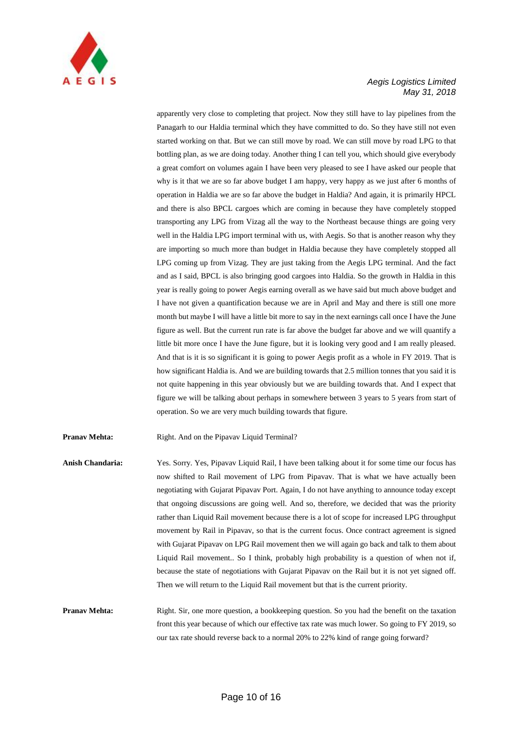apparently very close to completing that project. Now they still have to lay pipelines from the Panagarh to our Haldia terminal which they have committed to do. So they have still not even started working on that. But we can still move by road. We can still move by road LPG to that bottling plan, as we are doing today. Another thing I can tell you, which should give everybody a great comfort on volumes again I have been very pleased to see I have asked our people that why is it that we are so far above budget I am happy, very happy as we just after 6 months of operation in Haldia we are so far above the budget in Haldia? And again, it is primarily HPCL and there is also BPCL cargoes which are coming in because they have completely stopped transporting any LPG from Vizag all the way to the Northeast because things are going very well in the Haldia LPG import terminal with us, with Aegis. So that is another reason why they are importing so much more than budget in Haldia because they have completely stopped all LPG coming up from Vizag. They are just taking from the Aegis LPG terminal. And the fact and as I said, BPCL is also bringing good cargoes into Haldia. So the growth in Haldia in this year is really going to power Aegis earning overall as we have said but much above budget and I have not given a quantification because we are in April and May and there is still one more month but maybe I will have a little bit more to say in the next earnings call once I have the June figure as well. But the current run rate is far above the budget far above and we will quantify a little bit more once I have the June figure, but it is looking very good and I am really pleased. And that is it is so significant it is going to power Aegis profit as a whole in FY 2019. That is how significant Haldia is. And we are building towards that 2.5 million tonnes that you said it is not quite happening in this year obviously but we are building towards that. And I expect that figure we will be talking about perhaps in somewhere between 3 years to 5 years from start of operation. So we are very much building towards that figure.

**Pranav Mehta:** Right. And on the Pipavav Liquid Terminal?

**Anish Chandaria:** Yes. Sorry. Yes, Pipavav Liquid Rail, I have been talking about it for some time our focus has now shifted to Rail movement of LPG from Pipavav. That is what we have actually been negotiating with Gujarat Pipavav Port. Again, I do not have anything to announce today except that ongoing discussions are going well. And so, therefore, we decided that was the priority rather than Liquid Rail movement because there is a lot of scope for increased LPG throughput movement by Rail in Pipavav, so that is the current focus. Once contract agreement is signed with Gujarat Pipavav on LPG Rail movement then we will again go back and talk to them about Liquid Rail movement.. So I think, probably high probability is a question of when not if, because the state of negotiations with Gujarat Pipavav on the Rail but it is not yet signed off. Then we will return to the Liquid Rail movement but that is the current priority.

**Pranav Mehta:** Right. Sir, one more question, a bookkeeping question. So you had the benefit on the taxation front this year because of which our effective tax rate was much lower. So going to FY 2019, so our tax rate should reverse back to a normal 20% to 22% kind of range going forward?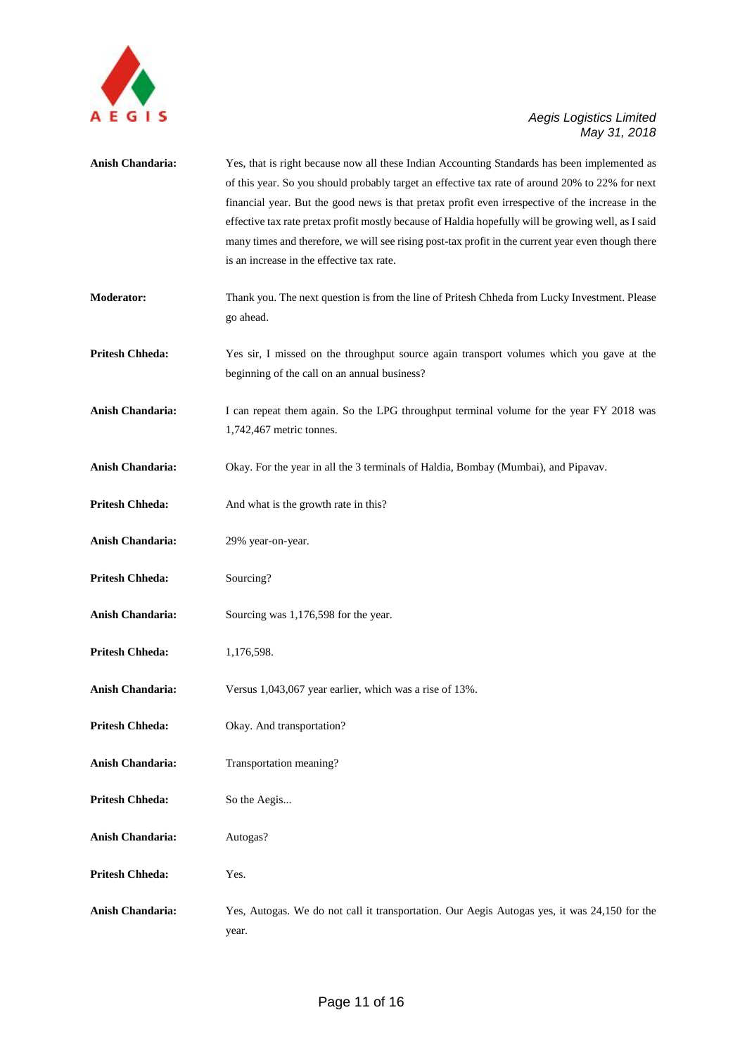**Anish Chandaria:** Yes, that is right because now all these Indian Accounting Standards has been implemented as of this year. So you should probably target an effective tax rate of around 20% to 22% for next financial year. But the good news is that pretax profit even irrespective of the increase in the effective tax rate pretax profit mostly because of Haldia hopefully will be growing well, as I said many times and therefore, we will see rising post-tax profit in the current year even though there is an increase in the effective tax rate.

**Moderator:** Thank you. The next question is from the line of Pritesh Chheda from Lucky Investment. Please go ahead.

**Pritesh Chheda:** Yes sir, I missed on the throughput source again transport volumes which you gave at the beginning of the call on an annual business?

**Anish Chandaria:** I can repeat them again. So the LPG throughput terminal volume for the year FY 2018 was 1,742,467 metric tonnes.

**Anish Chandaria:** Okay. For the year in all the 3 terminals of Haldia, Bombay (Mumbai), and Pipavav.

**Pritesh Chheda:** And what is the growth rate in this?

**Anish Chandaria:** 29% year-on-year.

**Pritesh Chheda:** Sourcing?

**Anish Chandaria:** Sourcing was 1,176,598 for the year.

**Pritesh Chheda:** 1,176,598.

**Anish Chandaria:** Versus 1,043,067 year earlier, which was a rise of 13%.

**Pritesh Chheda:** Okay. And transportation?

**Anish Chandaria:** Transportation meaning?

**Pritesh Chheda:** So the Aegis...

**Anish Chandaria:** Autogas?

**Pritesh Chheda:** Yes.

**Anish Chandaria:** Yes, Autogas. We do not call it transportation. Our Aegis Autogas yes, it was 24,150 for the year.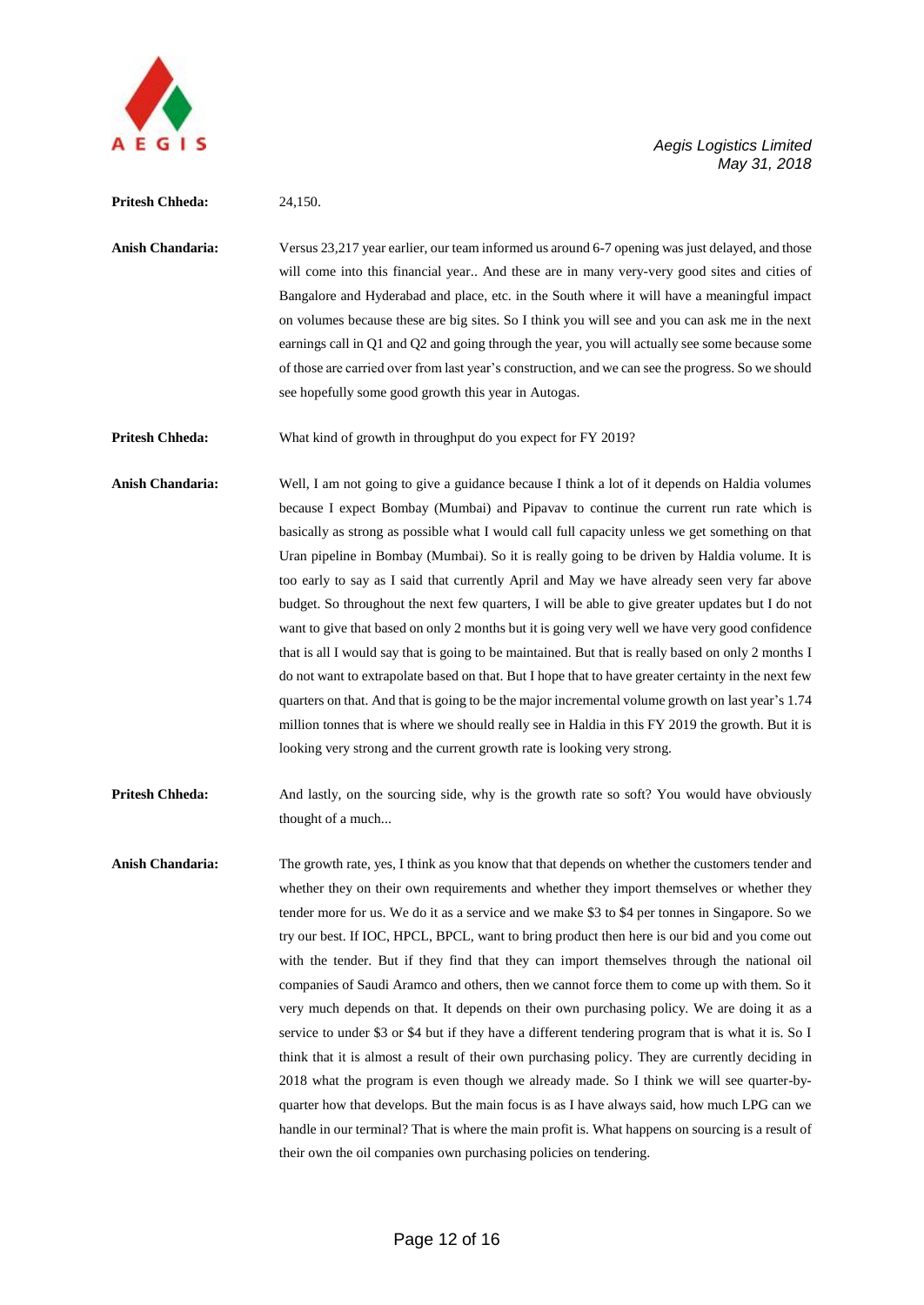**Pritesh Chheda:** 24,150.

**Anish Chandaria:** Versus 23,217 year earlier, our team informed us around 6-7 opening was just delayed, and those will come into this financial year.. And these are in many very-very good sites and cities of Bangalore and Hyderabad and place, etc. in the South where it will have a meaningful impact on volumes because these are big sites. So I think you will see and you can ask me in the next earnings call in Q1 and Q2 and going through the year, you will actually see some because some of those are carried over from last year's construction, and we can see the progress. So we should see hopefully some good growth this year in Autogas.

**Pritesh Chheda:** What kind of growth in throughput do you expect for FY 2019?

**Anish Chandaria:** Well, I am not going to give a guidance because I think a lot of it depends on Haldia volumes because I expect Bombay (Mumbai) and Pipavav to continue the current run rate which is basically as strong as possible what I would call full capacity unless we get something on that Uran pipeline in Bombay (Mumbai). So it is really going to be driven by Haldia volume. It is too early to say as I said that currently April and May we have already seen very far above budget. So throughout the next few quarters, I will be able to give greater updates but I do not want to give that based on only 2 months but it is going very well we have very good confidence that is all I would say that is going to be maintained. But that is really based on only 2 months I do not want to extrapolate based on that. But I hope that to have greater certainty in the next few quarters on that. And that is going to be the major incremental volume growth on last year's 1.74 million tonnes that is where we should really see in Haldia in this FY 2019 the growth. But it is looking very strong and the current growth rate is looking very strong.

**Pritesh Chheda:** And lastly, on the sourcing side, why is the growth rate so soft? You would have obviously thought of a much...

**Anish Chandaria:** The growth rate, yes, I think as you know that that depends on whether the customers tender and whether they on their own requirements and whether they import themselves or whether they tender more for us. We do it as a service and we make $3 to $4 per tonnes in Singapore. So we try our best. If IOC, HPCL, BPCL, want to bring product then here is our bid and you come out with the tender. But if they find that they can import themselves through the national oil companies of Saudi Aramco and others, then we cannot force them to come up with them. So it very much depends on that. It depends on their own purchasing policy. We are doing it as a service to under $3 or $4 but if they have a different tendering program that is what it is. So I think that it is almost a result of their own purchasing policy. They are currently deciding in 2018 what the program is even though we already made. So I think we will see quarter-by-quarter how that develops. But the main focus is as I have always said, how much LPG can we handle in our terminal? That is where the main profit is. What happens on sourcing is a result of their own the oil companies own purchasing policies on tendering.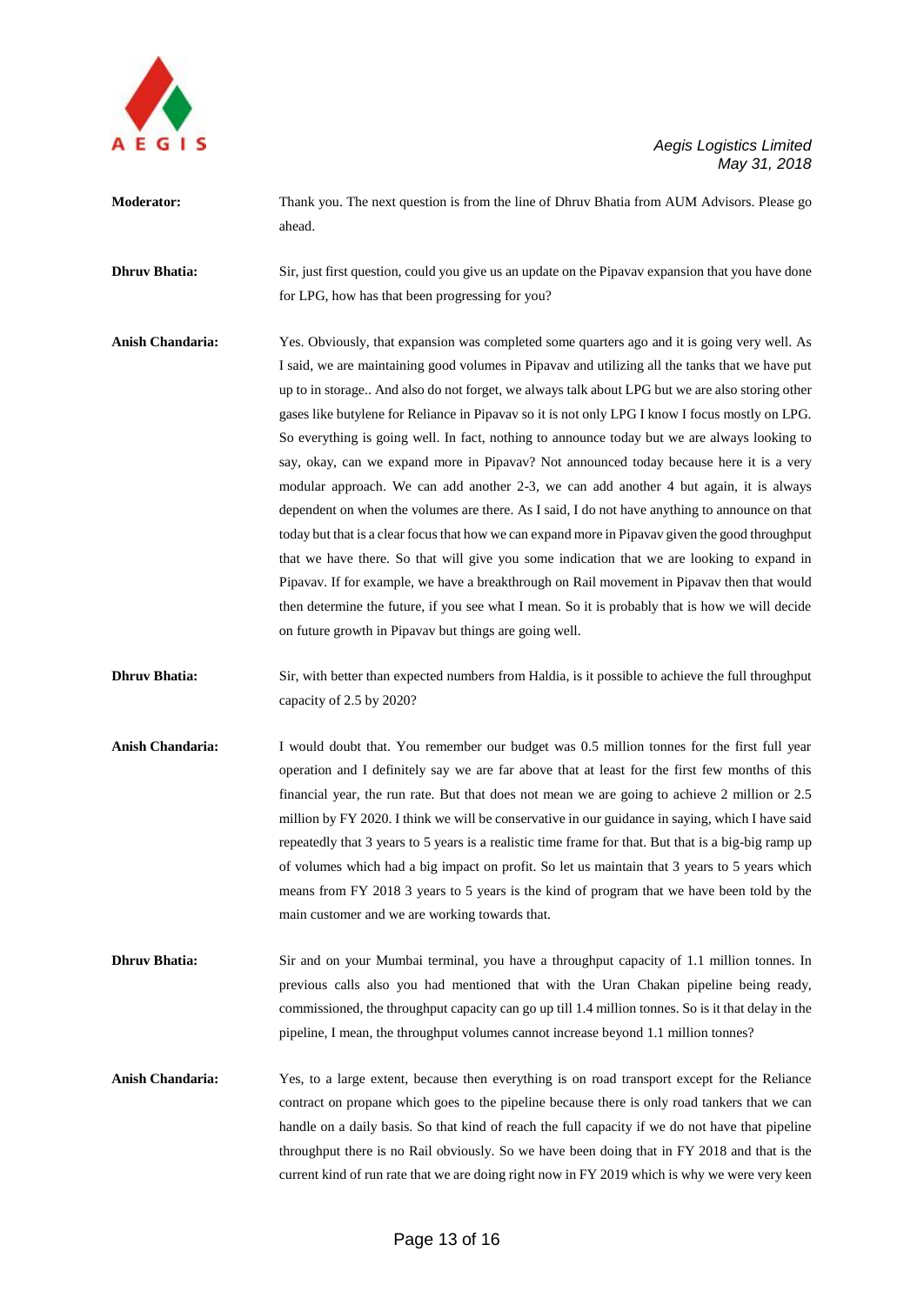**Moderator:** Thank you. The next question is from the line of Dhruv Bhatia from AUM Advisors. Please go ahead.

**Dhruv Bhatia:** Sir, just first question, could you give us an update on the Pipavav expansion that you have done for LPG, how has that been progressing for you?

**Anish Chandaria:** Yes. Obviously, that expansion was completed some quarters ago and it is going very well. As I said, we are maintaining good volumes in Pipavav and utilizing all the tanks that we have put up to in storage.. And also do not forget, we always talk about LPG but we are also storing other gases like butylene for Reliance in Pipavav so it is not only LPG I know I focus mostly on LPG. So everything is going well. In fact, nothing to announce today but we are always looking to say, okay, can we expand more in Pipavav? Not announced today because here it is a very modular approach. We can add another 2-3, we can add another 4 but again, it is always dependent on when the volumes are there. As I said, I do not have anything to announce on that today but that is a clear focus that how we can expand more in Pipavav given the good throughput that we have there. So that will give you some indication that we are looking to expand in Pipavav. If for example, we have a breakthrough on Rail movement in Pipavav then that would then determine the future, if you see what I mean. So it is probably that is how we will decide on future growth in Pipavav but things are going well.

**Dhruv Bhatia:** Sir, with better than expected numbers from Haldia, is it possible to achieve the full throughput capacity of 2.5 by 2020?

**Anish Chandaria:** I would doubt that. You remember our budget was 0.5 million tonnes for the first full year operation and I definitely say we are far above that at least for the first few months of this financial year, the run rate. But that does not mean we are going to achieve 2 million or 2.5 million by FY 2020. I think we will be conservative in our guidance in saying, which I have said repeatedly that 3 years to 5 years is a realistic time frame for that. But that is a big-big ramp up of volumes which had a big impact on profit. So let us maintain that 3 years to 5 years which means from FY 2018 3 years to 5 years is the kind of program that we have been told by the main customer and we are working towards that.

**Dhruv Bhatia:** Sir and on your Mumbai terminal, you have a throughput capacity of 1.1 million tonnes. In previous calls also you had mentioned that with the Uran Chakan pipeline being ready, commissioned, the throughput capacity can go up till 1.4 million tonnes. So is it that delay in the pipeline, I mean, the throughput volumes cannot increase beyond 1.1 million tonnes?

**Anish Chandaria:** Yes, to a large extent, because then everything is on road transport except for the Reliance contract on propane which goes to the pipeline because there is only road tankers that we can handle on a daily basis. So that kind of reach the full capacity if we do not have that pipeline throughput there is no Rail obviously. So we have been doing that in FY 2018 and that is the current kind of run rate that we are doing right now in FY 2019 which is why we were very keen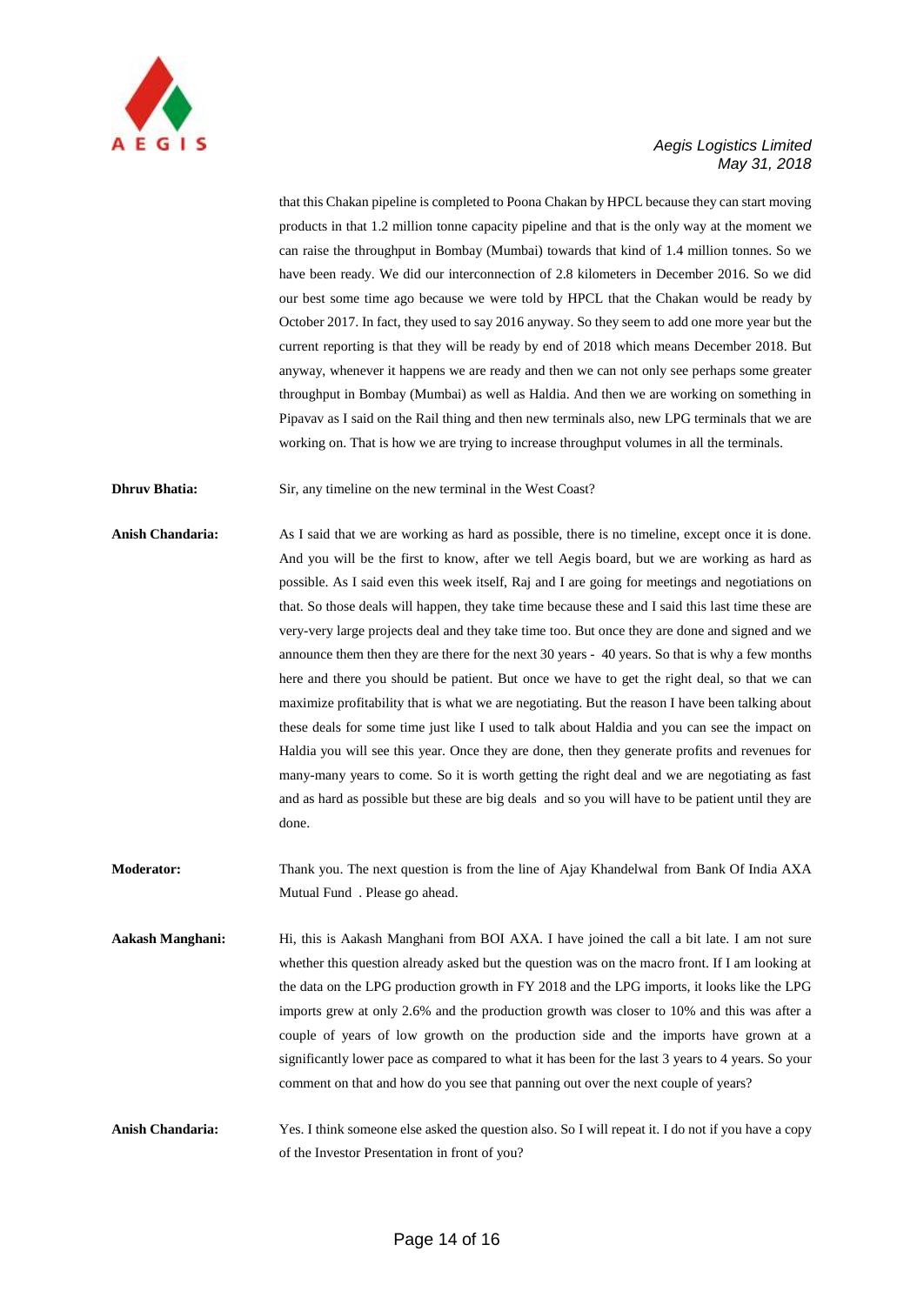that this Chakan pipeline is completed to Poona Chakan by HPCL because they can start moving products in that 1.2 million tonne capacity pipeline and that is the only way at the moment we can raise the throughput in Bombay (Mumbai) towards that kind of 1.4 million tonnes. So we have been ready. We did our interconnection of 2.8 kilometers in December 2016. So we did our best some time ago because we were told by HPCL that the Chakan would be ready by October 2017. In fact, they used to say 2016 anyway. So they seem to add one more year but the current reporting is that they will be ready by end of 2018 which means December 2018. But anyway, whenever it happens we are ready and then we can not only see perhaps some greater throughput in Bombay (Mumbai) as well as Haldia. And then we are working on something in Pipavav as I said on the Rail thing and then new terminals also, new LPG terminals that we are working on. That is how we are trying to increase throughput volumes in all the terminals.

**Dhruv Bhatia:** Sir, any timeline on the new terminal in the West Coast?

**Anish Chandaria:** As I said that we are working as hard as possible, there is no timeline, except once it is done. And you will be the first to know, after we tell Aegis board, but we are working as hard as possible. As I said even this week itself, Raj and I are going for meetings and negotiations on that. So those deals will happen, they take time because these and I said this last time these are very-very large projects deal and they take time too. But once they are done and signed and we announce them then they are there for the next 30 years - 40 years. So that is why a few months here and there you should be patient. But once we have to get the right deal, so that we can maximize profitability that is what we are negotiating. But the reason I have been talking about these deals for some time just like I used to talk about Haldia and you can see the impact on Haldia you will see this year. Once they are done, then they generate profits and revenues for many-many years to come. So it is worth getting the right deal and we are negotiating as fast and as hard as possible but these are big deals and so you will have to be patient until they are done.

**Moderator:** Thank you. The next question is from the line of Ajay Khandelwal from Bank Of India AXA Mutual Fund . Please go ahead.

**Aakash Manghani:** Hi, this is Aakash Manghani from BOI AXA. I have joined the call a bit late. I am not sure whether this question already asked but the question was on the macro front. If I am looking at the data on the LPG production growth in FY 2018 and the LPG imports, it looks like the LPG imports grew at only 2.6% and the production growth was closer to 10% and this was after a couple of years of low growth on the production side and the imports have grown at a significantly lower pace as compared to what it has been for the last 3 years to 4 years. So your comment on that and how do you see that panning out over the next couple of years?

**Anish Chandaria:** Yes. I think someone else asked the question also. So I will repeat it. I do not if you have a copy of the Investor Presentation in front of you?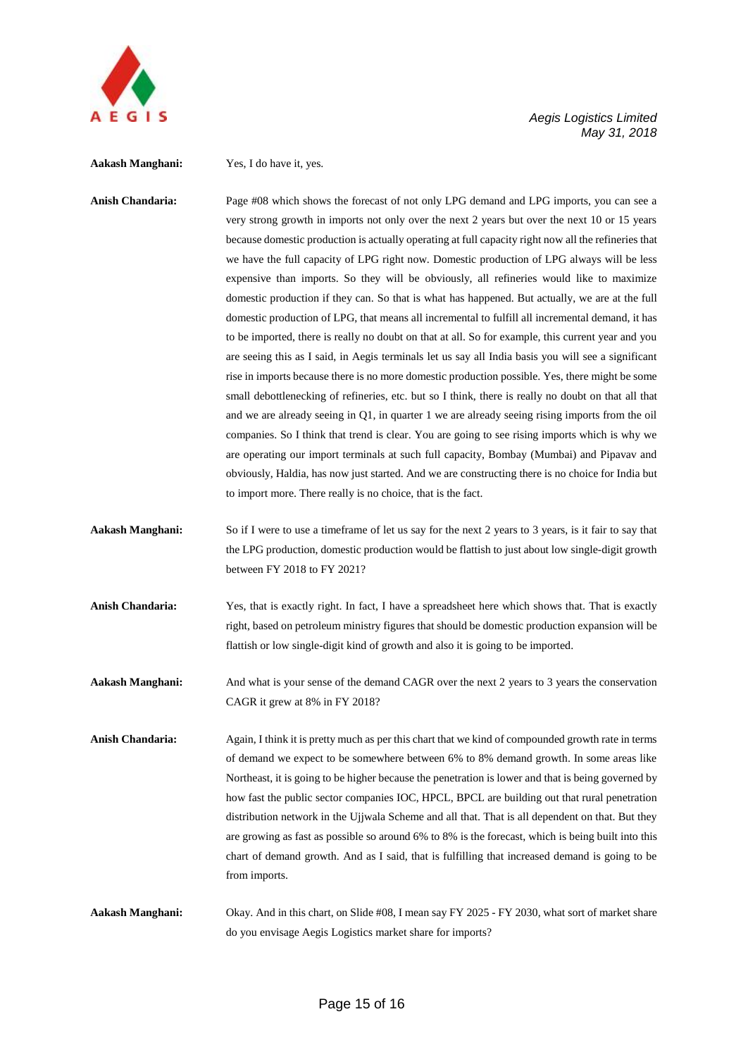**Aakash Manghani:** Yes, I do have it, yes.

**Anish Chandaria:** Page #08 which shows the forecast of not only LPG demand and LPG imports, you can see a very strong growth in imports not only over the next 2 years but over the next 10 or 15 years because domestic production is actually operating at full capacity right now all the refineries that we have the full capacity of LPG right now. Domestic production of LPG always will be less expensive than imports. So they will be obviously, all refineries would like to maximize domestic production if they can. So that is what has happened. But actually, we are at the full domestic production of LPG, that means all incremental to fulfill all incremental demand, it has to be imported, there is really no doubt on that at all. So for example, this current year and you are seeing this as I said, in Aegis terminals let us say all India basis you will see a significant rise in imports because there is no more domestic production possible. Yes, there might be some small debottlenecking of refineries, etc. but so I think, there is really no doubt on that all that and we are already seeing in Q1, in quarter 1 we are already seeing rising imports from the oil companies. So I think that trend is clear. You are going to see rising imports which is why we are operating our import terminals at such full capacity, Bombay (Mumbai) and Pipavav and obviously, Haldia, has now just started. And we are constructing there is no choice for India but to import more. There really is no choice, that is the fact.

**Aakash Manghani:** So if I were to use a timeframe of let us say for the next 2 years to 3 years, is it fair to say that the LPG production, domestic production would be flattish to just about low single-digit growth between FY 2018 to FY 2021?

**Anish Chandaria:** Yes, that is exactly right. In fact, I have a spreadsheet here which shows that. That is exactly right, based on petroleum ministry figures that should be domestic production expansion will be flattish or low single-digit kind of growth and also it is going to be imported.

**Aakash Manghani:** And what is your sense of the demand CAGR over the next 2 years to 3 years the conservation CAGR it grew at 8% in FY 2018?

**Anish Chandaria:** Again, I think it is pretty much as per this chart that we kind of compounded growth rate in terms of demand we expect to be somewhere between 6% to 8% demand growth. In some areas like Northeast, it is going to be higher because the penetration is lower and that is being governed by how fast the public sector companies IOC, HPCL, BPCL are building out that rural penetration distribution network in the Ujjwala Scheme and all that. That is all dependent on that. But they are growing as fast as possible so around 6% to 8% is the forecast, which is being built into this chart of demand growth. And as I said, that is fulfilling that increased demand is going to be from imports.

**Aakash Manghani:** Okay. And in this chart, on Slide #08, I mean say FY 2025 - FY 2030, what sort of market share do you envisage Aegis Logistics market share for imports?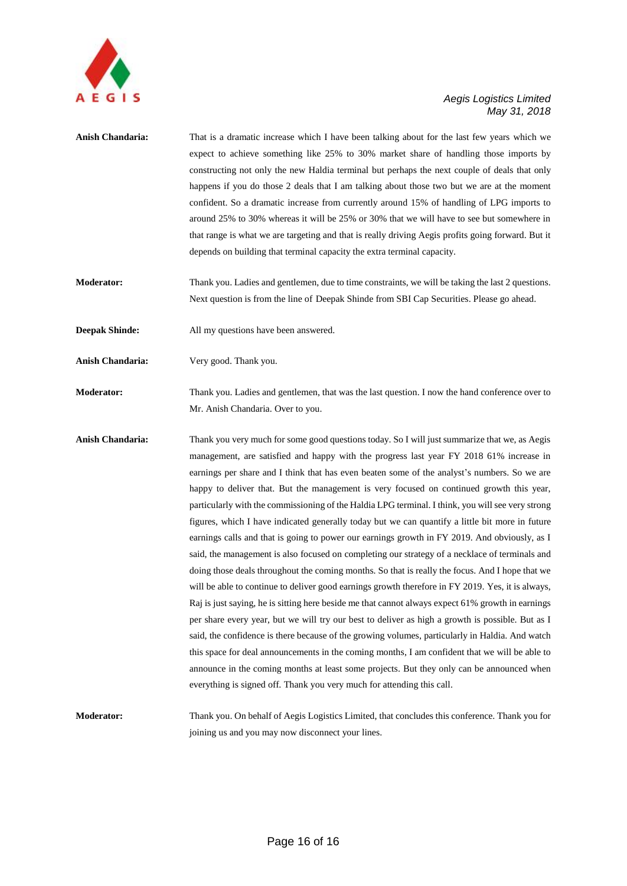**Anish Chandaria:** That is a dramatic increase which I have been talking about for the last few years which we expect to achieve something like 25% to 30% market share of handling those imports by constructing not only the new Haldia terminal but perhaps the next couple of deals that only happens if you do those 2 deals that I am talking about those two but we are at the moment confident. So a dramatic increase from currently around 15% of handling of LPG imports to around 25% to 30% whereas it will be 25% or 30% that we will have to see but somewhere in that range is what we are targeting and that is really driving Aegis profits going forward. But it depends on building that terminal capacity the extra terminal capacity.

**Moderator:** Thank you. Ladies and gentlemen, due to time constraints, we will be taking the last 2 questions. Next question is from the line of Deepak Shinde from SBI Cap Securities. Please go ahead.

**Deepak Shinde:** All my questions have been answered.

**Anish Chandaria:** Very good. Thank you.

**Moderator:** Thank you. Ladies and gentlemen, that was the last question. I now the hand conference over to Mr. Anish Chandaria. Over to you.

**Anish Chandaria:** Thank you very much for some good questions today. So I will just summarize that we, as Aegis management, are satisfied and happy with the progress last year FY 2018 61% increase in earnings per share and I think that has even beaten some of the analyst's numbers. So we are happy to deliver that. But the management is very focused on continued growth this year, particularly with the commissioning of the Haldia LPG terminal. I think, you will see very strong figures, which I have indicated generally today but we can quantify a little bit more in future earnings calls and that is going to power our earnings growth in FY 2019. And obviously, as I said, the management is also focused on completing our strategy of a necklace of terminals and doing those deals throughout the coming months. So that is really the focus. And I hope that we will be able to continue to deliver good earnings growth therefore in FY 2019. Yes, it is always, Raj is just saying, he is sitting here beside me that cannot always expect 61% growth in earnings per share every year, but we will try our best to deliver as high a growth is possible. But as I said, the confidence is there because of the growing volumes, particularly in Haldia. And watch this space for deal announcements in the coming months, I am confident that we will be able to announce in the coming months at least some projects. But they only can be announced when everything is signed off. Thank you very much for attending this call.

**Moderator:** Thank you. On behalf of Aegis Logistics Limited, that concludes this conference. Thank you for joining us and you may now disconnect your lines.